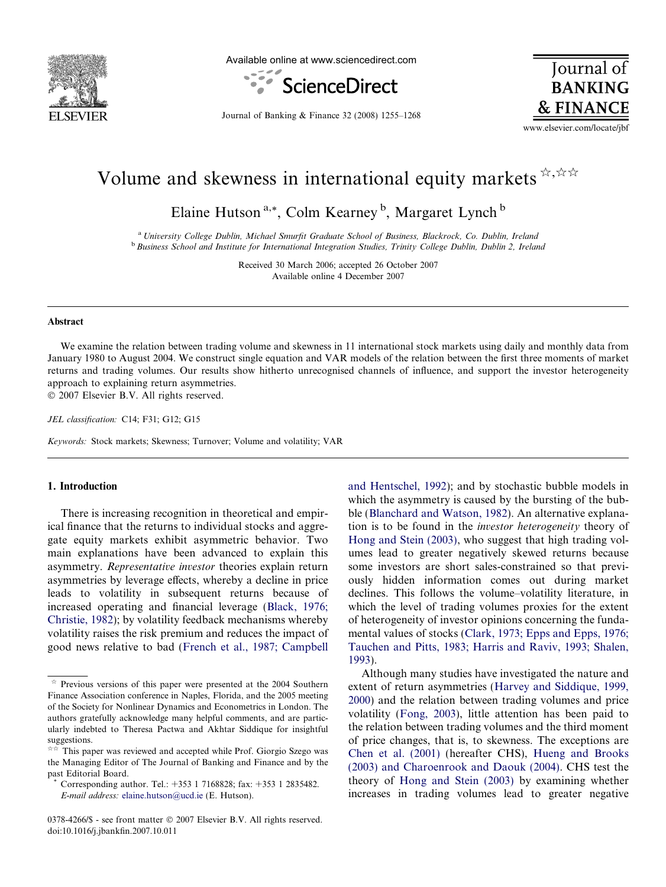# Volume and skewness in international equity markets ☆,☆☆

Elaine Hutson [a,*], Colm Kearney [b], Margaret Lynch [b]

[a] *University College Dublin, Michael Smurfit Graduate School of Business, Blackrock, Co. Dublin, Ireland*
[b] *Business School and Institute for International Integration Studies, Trinity College Dublin, Dublin 2, Ireland*

Received 30 March 2006; accepted 26 October 2007
Available online 4 December 2007

## Abstract

We examine the relation between trading volume and skewness in 11 international stock markets using daily and monthly data from January 1980 to August 2004. We construct single equation and VAR models of the relation between the first three moments of market returns and trading volumes. Our results show hitherto unrecognised channels of influence, and support the investor heterogeneity approach to explaining return asymmetries.

© 2007 Elsevier B.V. All rights reserved.

*JEL classification:* C14; F31; G12; G15

*Keywords:* Stock markets; Skewness; Turnover; Volume and volatility; VAR

## 1. Introduction

There is increasing recognition in theoretical and empirical finance that the returns to individual stocks and aggregate equity markets exhibit asymmetric behavior. Two main explanations have been advanced to explain this asymmetry. *Representative investor* theories explain return asymmetries by leverage effects, whereby a decline in price leads to volatility in subsequent returns because of increased operating and financial leverage (Black, 1976; Christie, 1982); by volatility feedback mechanisms whereby volatility raises the risk premium and reduces the impact of good news relative to bad (French et al., 1987; Campbell and Hentschel, 1992); and by stochastic bubble models in which the asymmetry is caused by the bursting of the bubble (Blanchard and Watson, 1982). An alternative explanation is to be found in the *investor heterogeneity* theory of Hong and Stein (2003), who suggest that high trading volumes lead to greater negatively skewed returns because some investors are short sales-constrained so that previously hidden information comes out during market declines. This follows the volume–volatility literature, in which the level of trading volumes proxies for the extent of heterogeneity of investor opinions concerning the fundamental values of stocks (Clark, 1973; Epps and Epps, 1976; Tauchen and Pitts, 1983; Harris and Raviv, 1993; Shalen, 1993).

Although many studies have investigated the nature and extent of return asymmetries (Harvey and Siddique, 1999, 2000) and the relation between trading volumes and price volatility (Fong, 2003), little attention has been paid to the relation between trading volumes and the third moment of price changes, that is, to skewness. The exceptions are Chen et al. (2001) (hereafter CHS), Hueng and Brooks (2003) and Charoenrook and Daouk (2004). CHS test the theory of Hong and Stein (2003) by examining whether increases in trading volumes lead to greater negative

---

☆ Previous versions of this paper were presented at the 2004 Southern Finance Association conference in Naples, Florida, and the 2005 meeting of the Society for Nonlinear Dynamics and Econometrics in London. The authors gratefully acknowledge many helpful comments, and are particularly indebted to Theresa Pactwa and Akhtar Siddique for insightful suggestions.

☆☆ This paper was reviewed and accepted while Prof. Giorgio Szego was the Managing Editor of The Journal of Banking and Finance and by the past Editorial Board.

\* Corresponding author. Tel.: +353 1 7168828; fax: +353 1 2835482. *E-mail address:* elaine.hutson@ucd.ie (E. Hutson).

0378-4266/$ - see front matter © 2007 Elsevier B.V. All rights reserved.
doi:10.1016/j.jbankfin.2007.10.011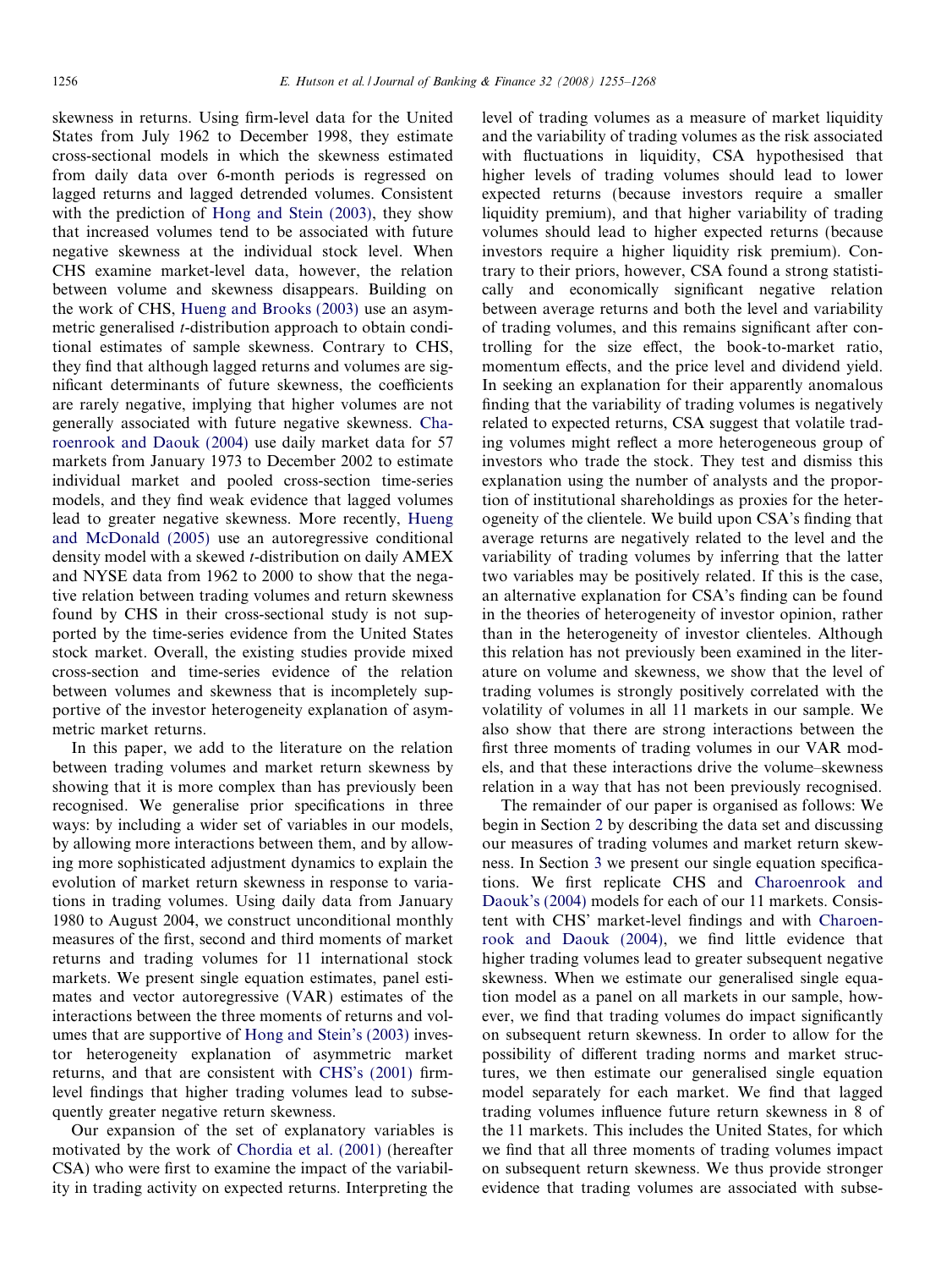skewness in returns. Using firm-level data for the United States from July 1962 to December 1998, they estimate cross-sectional models in which the skewness estimated from daily data over 6-month periods is regressed on lagged returns and lagged detrended volumes. Consistent with the prediction of Hong and Stein (2003), they show that increased volumes tend to be associated with future negative skewness at the individual stock level. When CHS examine market-level data, however, the relation between volume and skewness disappears. Building on the work of CHS, Hueng and Brooks (2003) use an asymmetric generalised $t$-distribution approach to obtain conditional estimates of sample skewness. Contrary to CHS, they find that although lagged returns and volumes are significant determinants of future skewness, the coefficients are rarely negative, implying that higher volumes are not generally associated with future negative skewness. Charoenrook and Daouk (2004) use daily market data for 57 markets from January 1973 to December 2002 to estimate individual market and pooled cross-section time-series models, and they find weak evidence that lagged volumes lead to greater negative skewness. More recently, Hueng and McDonald (2005) use an autoregressive conditional density model with a skewed $t$-distribution on daily AMEX and NYSE data from 1962 to 2000 to show that the negative relation between trading volumes and return skewness found by CHS in their cross-sectional study is not supported by the time-series evidence from the United States stock market. Overall, the existing studies provide mixed cross-section and time-series evidence of the relation between volumes and skewness that is incompletely supportive of the investor heterogeneity explanation of asymmetric market returns.

In this paper, we add to the literature on the relation between trading volumes and market return skewness by showing that it is more complex than has previously been recognised. We generalise prior specifications in three ways: by including a wider set of variables in our models, by allowing more interactions between them, and by allowing more sophisticated adjustment dynamics to explain the evolution of market return skewness in response to variations in trading volumes. Using daily data from January 1980 to August 2004, we construct unconditional monthly measures of the first, second and third moments of market returns and trading volumes for 11 international stock markets. We present single equation estimates, panel estimates and vector autoregressive (VAR) estimates of the interactions between the three moments of returns and volumes that are supportive of Hong and Stein's (2003) investor heterogeneity explanation of asymmetric market returns, and that are consistent with CHS's (2001) firm-level findings that higher trading volumes lead to subsequently greater negative return skewness.

Our expansion of the set of explanatory variables is motivated by the work of Chordia et al. (2001) (hereafter CSA) who were first to examine the impact of the variability in trading activity on expected returns. Interpreting the level of trading volumes as a measure of market liquidity and the variability of trading volumes as the risk associated with fluctuations in liquidity, CSA hypothesised that higher levels of trading volumes should lead to lower expected returns (because investors require a smaller liquidity premium), and that higher variability of trading volumes should lead to higher expected returns (because investors require a higher liquidity risk premium). Contrary to their priors, however, CSA found a strong statistically and economically significant negative relation between average returns and both the level and variability of trading volumes, and this remains significant after controlling for the size effect, the book-to-market ratio, momentum effects, and the price level and dividend yield. In seeking an explanation for their apparently anomalous finding that the variability of trading volumes is negatively related to expected returns, CSA suggest that volatile trading volumes might reflect a more heterogeneous group of investors who trade the stock. They test and dismiss this explanation using the number of analysts and the proportion of institutional shareholdings as proxies for the heterogeneity of the clientele. We build upon CSA's finding that average returns are negatively related to the level and the variability of trading volumes by inferring that the latter two variables may be positively related. If this is the case, an alternative explanation for CSA's finding can be found in the theories of heterogeneity of investor opinion, rather than in the heterogeneity of investor clienteles. Although this relation has not previously been examined in the literature on volume and skewness, we show that the level of trading volumes is strongly positively correlated with the volatility of volumes in all 11 markets in our sample. We also show that there are strong interactions between the first three moments of trading volumes in our VAR models, and that these interactions drive the volume–skewness relation in a way that has not been previously recognised.

The remainder of our paper is organised as follows: We begin in Section 2 by describing the data set and discussing our measures of trading volumes and market return skewness. In Section 3 we present our single equation specifications. We first replicate CHS and Charoenrook and Daouk's (2004) models for each of our 11 markets. Consistent with CHS' market-level findings and with Charoenrook and Daouk (2004), we find little evidence that higher trading volumes lead to greater subsequent negative skewness. When we estimate our generalised single equation model as a panel on all markets in our sample, however, we find that trading volumes do impact significantly on subsequent return skewness. In order to allow for the possibility of different trading norms and market structures, we then estimate our generalised single equation model separately for each market. We find that lagged trading volumes influence future return skewness in 8 of the 11 markets. This includes the United States, for which we find that all three moments of trading volumes impact on subsequent return skewness. We thus provide stronger evidence that trading volumes are associated with subse-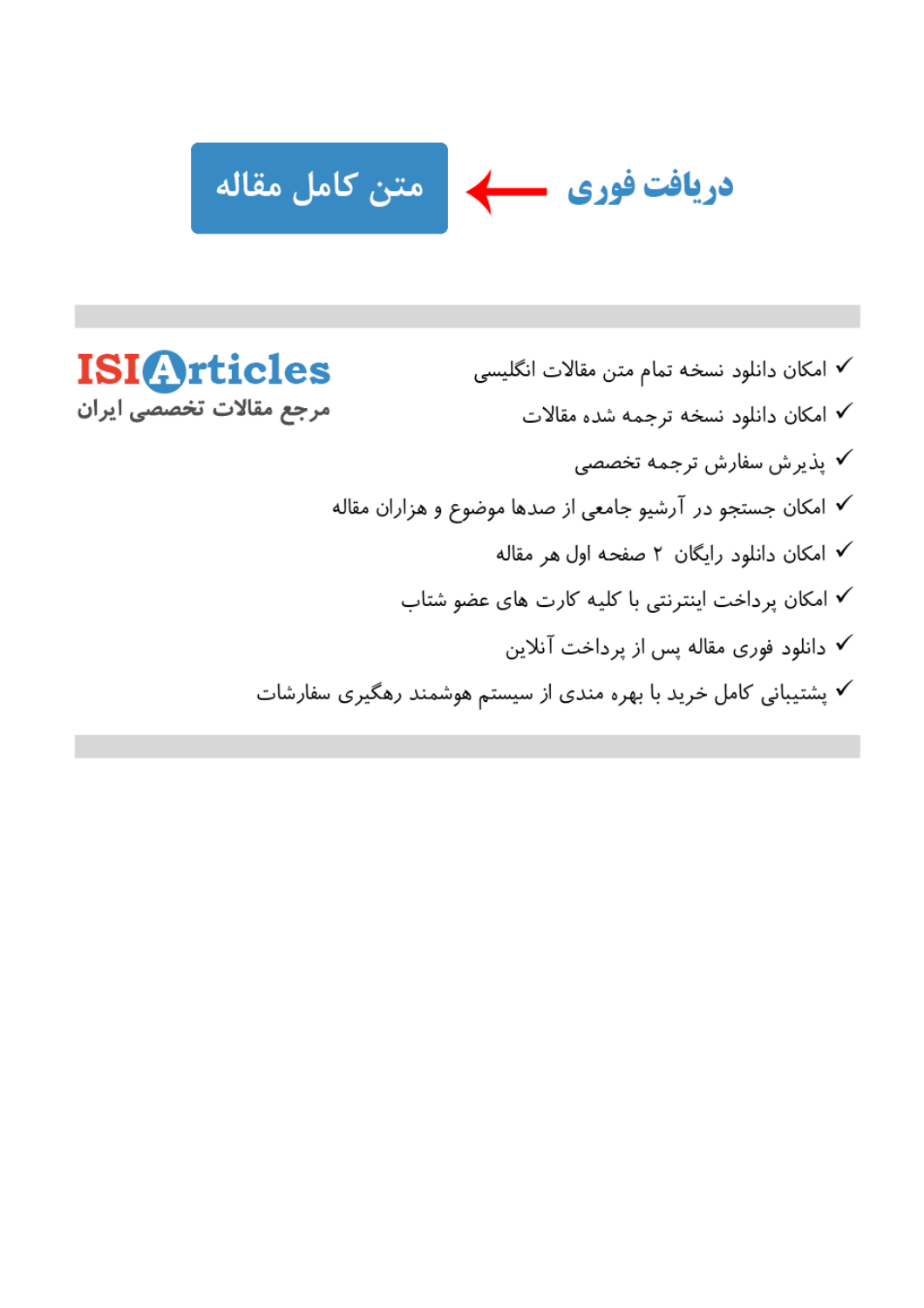دریافت فوری ← متن کامل مقاله

**ISIArticles**
مرجع مقالات تخصصی ایران

- ✓ امکان دانلود نسخه تمام متن مقالات انگلیسی
- ✓ امکان دانلود نسخه ترجمه شده مقالات
- ✓ پذیرش سفارش ترجمه تخصصی
- ✓ امکان جستجو در آرشیو جامعی از صدها موضوع و هزاران مقاله
- ✓ امکان دانلود رایگان ۲ صفحه اول هر مقاله
- ✓ امکان پرداخت اینترنتی با کلیه کارت های عضو شتاب
- ✓ دانلود فوری مقاله پس از پرداخت آنلاین
- ✓ پشتیبانی کامل خرید با بهره مندی از سیستم هوشمند رهگیری سفارشات